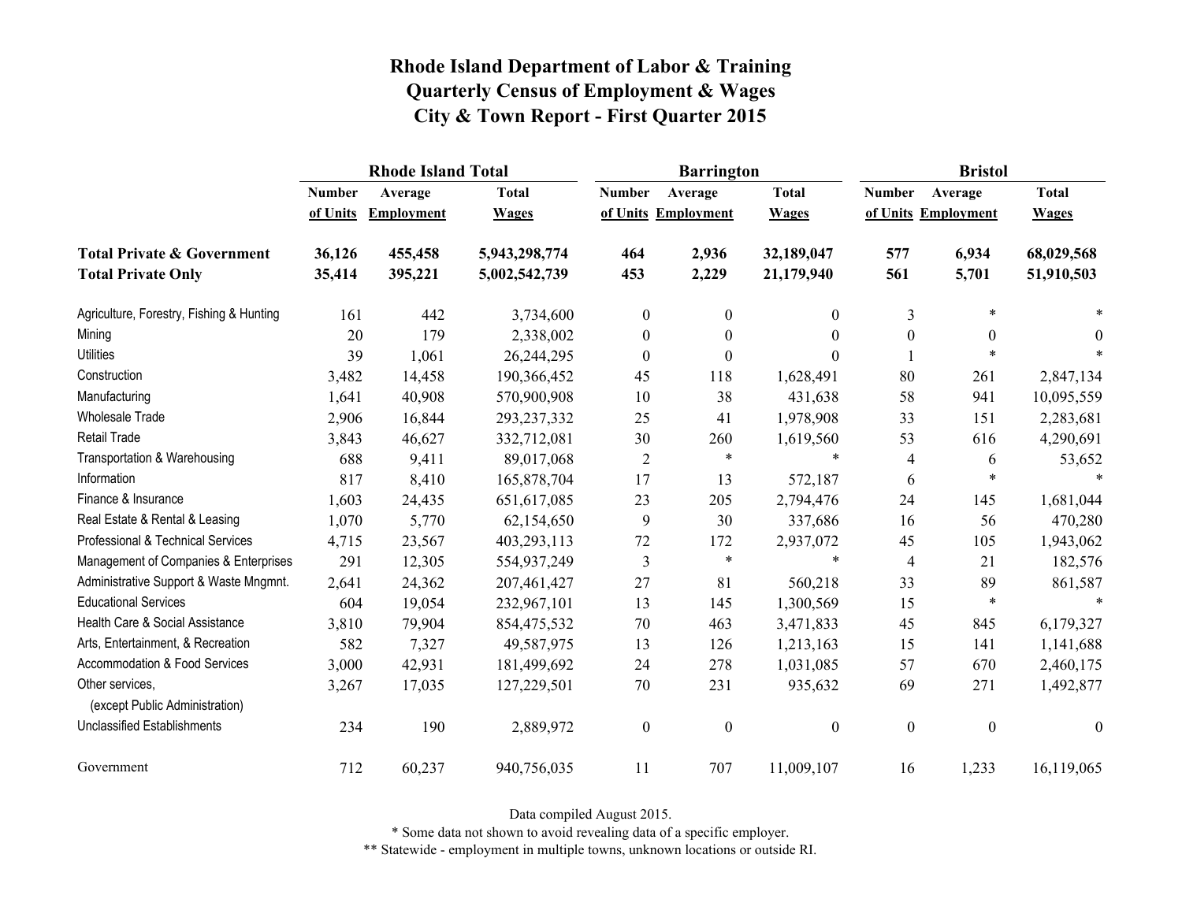# Rhode Island Department of Labor & Training
# Quarterly Census of Employment & Wages
# City & Town Report - First Quarter 2015

| | Rhode Island Total | | | Barrington | | | Bristol | | |
|---|---|---|---|---|---|---|---|---|---|
| | Number of Units | Average Employment | Total Wages | Number of Units | Average Employment | Total Wages | Number of Units | Average Employment | Total Wages |
| **Total Private & Government** | **36,126** | **455,458** | **5,943,298,774** | **464** | **2,936** | **32,189,047** | **577** | **6,934** | **68,029,568** |
| **Total Private Only** | **35,414** | **395,221** | **5,002,542,739** | **453** | **2,229** | **21,179,940** | **561** | **5,701** | **51,910,503** |
| Agriculture, Forestry, Fishing & Hunting | 161 | 442 | 3,734,600 | 0 | 0 | 0 | 3 | * | * |
| Mining | 20 | 179 | 2,338,002 | 0 | 0 | 0 | 0 | 0 | 0 |
| Utilities | 39 | 1,061 | 26,244,295 | 0 | 0 | 0 | 1 | * | * |
| Construction | 3,482 | 14,458 | 190,366,452 | 45 | 118 | 1,628,491 | 80 | 261 | 2,847,134 |
| Manufacturing | 1,641 | 40,908 | 570,900,908 | 10 | 38 | 431,638 | 58 | 941 | 10,095,559 |
| Wholesale Trade | 2,906 | 16,844 | 293,237,332 | 25 | 41 | 1,978,908 | 33 | 151 | 2,283,681 |
| Retail Trade | 3,843 | 46,627 | 332,712,081 | 30 | 260 | 1,619,560 | 53 | 616 | 4,290,691 |
| Transportation & Warehousing | 688 | 9,411 | 89,017,068 | 2 | * | * | 4 | 6 | 53,652 |
| Information | 817 | 8,410 | 165,878,704 | 17 | 13 | 572,187 | 6 | * | * |
| Finance & Insurance | 1,603 | 24,435 | 651,617,085 | 23 | 205 | 2,794,476 | 24 | 145 | 1,681,044 |
| Real Estate & Rental & Leasing | 1,070 | 5,770 | 62,154,650 | 9 | 30 | 337,686 | 16 | 56 | 470,280 |
| Professional & Technical Services | 4,715 | 23,567 | 403,293,113 | 72 | 172 | 2,937,072 | 45 | 105 | 1,943,062 |
| Management of Companies & Enterprises | 291 | 12,305 | 554,937,249 | 3 | * | * | 4 | 21 | 182,576 |
| Administrative Support & Waste Mngmnt. | 2,641 | 24,362 | 207,461,427 | 27 | 81 | 560,218 | 33 | 89 | 861,587 |
| Educational Services | 604 | 19,054 | 232,967,101 | 13 | 145 | 1,300,569 | 15 | * | * |
| Health Care & Social Assistance | 3,810 | 79,904 | 854,475,532 | 70 | 463 | 3,471,833 | 45 | 845 | 6,179,327 |
| Arts, Entertainment, & Recreation | 582 | 7,327 | 49,587,975 | 13 | 126 | 1,213,163 | 15 | 141 | 1,141,688 |
| Accommodation & Food Services | 3,000 | 42,931 | 181,499,692 | 24 | 278 | 1,031,085 | 57 | 670 | 2,460,175 |
| Other services, (except Public Administration) | 3,267 | 17,035 | 127,229,501 | 70 | 231 | 935,632 | 69 | 271 | 1,492,877 |
| Unclassified Establishments | 234 | 190 | 2,889,972 | 0 | 0 | 0 | 0 | 0 | 0 |
| Government | 712 | 60,237 | 940,756,035 | 11 | 707 | 11,009,107 | 16 | 1,233 | 16,119,065 |

Data compiled August 2015.

* Some data not shown to avoid revealing data of a specific employer.

** Statewide - employment in multiple towns, unknown locations or outside RI.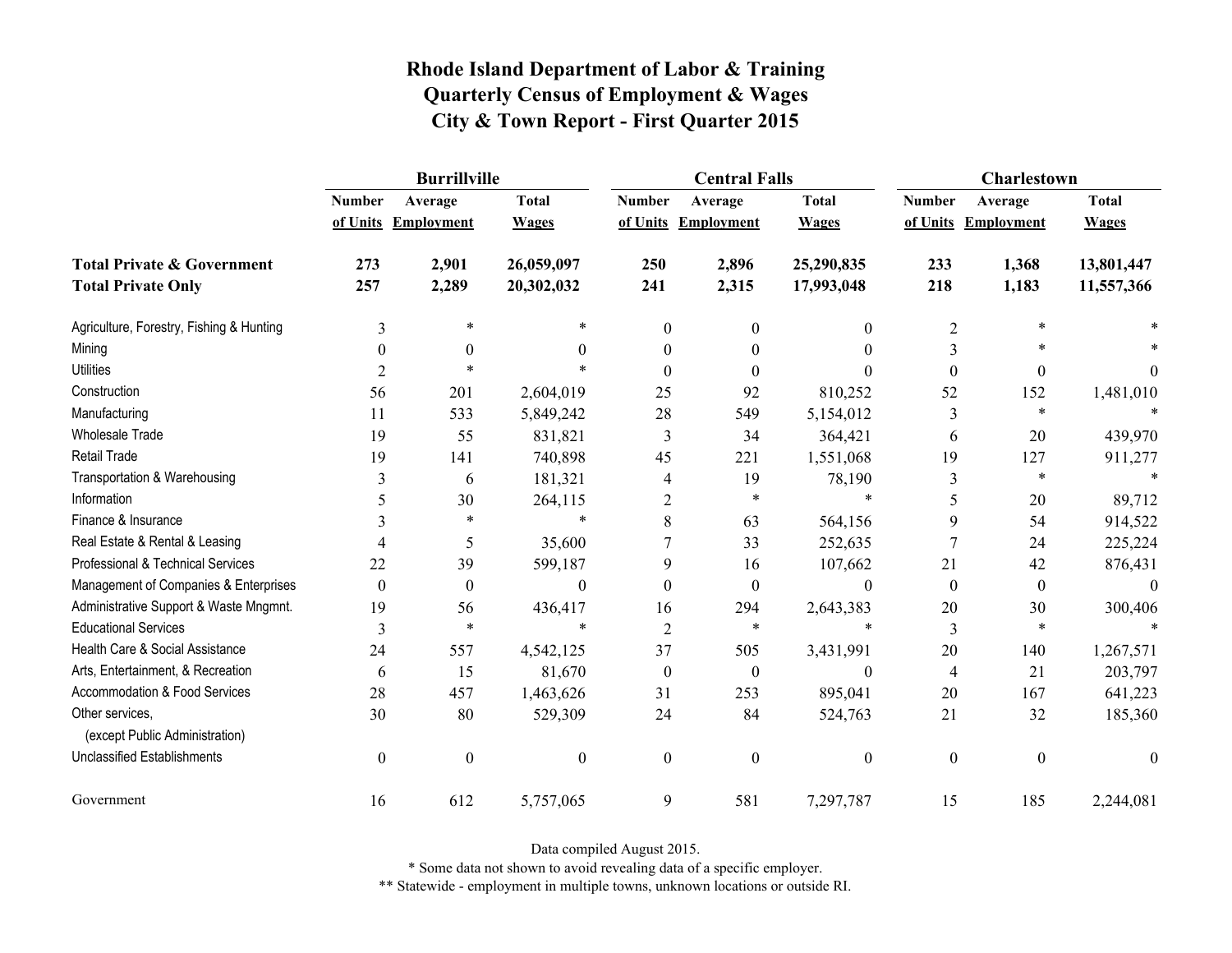# Rhode Island Department of Labor & Training
## Quarterly Census of Employment & Wages
## City & Town Report - First Quarter 2015

| | Burrillville | | | Central Falls | | | Charlestown | | |
|---|---|---|---|---|---|---|---|---|---|
| | Number of Units | Average Employment | Total Wages | Number of Units | Average Employment | Total Wages | Number of Units | Average Employment | Total Wages |
| **Total Private & Government** | **273** | **2,901** | **26,059,097** | **250** | **2,896** | **25,290,835** | **233** | **1,368** | **13,801,447** |
| **Total Private Only** | **257** | **2,289** | **20,302,032** | **241** | **2,315** | **17,993,048** | **218** | **1,183** | **11,557,366** |
| Agriculture, Forestry, Fishing & Hunting | 3 | * | * | 0 | 0 | 0 | 2 | * | * |
| Mining | 0 | 0 | 0 | 0 | 0 | 0 | 3 | * | * |
| Utilities | 2 | * | * | 0 | 0 | 0 | 0 | 0 | 0 |
| Construction | 56 | 201 | 2,604,019 | 25 | 92 | 810,252 | 52 | 152 | 1,481,010 |
| Manufacturing | 11 | 533 | 5,849,242 | 28 | 549 | 5,154,012 | 3 | * | * |
| Wholesale Trade | 19 | 55 | 831,821 | 3 | 34 | 364,421 | 6 | 20 | 439,970 |
| Retail Trade | 19 | 141 | 740,898 | 45 | 221 | 1,551,068 | 19 | 127 | 911,277 |
| Transportation & Warehousing | 3 | 6 | 181,321 | 4 | 19 | 78,190 | 3 | * | * |
| Information | 5 | 30 | 264,115 | 2 | * | * | 5 | 20 | 89,712 |
| Finance & Insurance | 3 | * | * | 8 | 63 | 564,156 | 9 | 54 | 914,522 |
| Real Estate & Rental & Leasing | 4 | 5 | 35,600 | 7 | 33 | 252,635 | 7 | 24 | 225,224 |
| Professional & Technical Services | 22 | 39 | 599,187 | 9 | 16 | 107,662 | 21 | 42 | 876,431 |
| Management of Companies & Enterprises | 0 | 0 | 0 | 0 | 0 | 0 | 0 | 0 | 0 |
| Administrative Support & Waste Mngmnt. | 19 | 56 | 436,417 | 16 | 294 | 2,643,383 | 20 | 30 | 300,406 |
| Educational Services | 3 | * | * | 2 | * | * | 3 | * | * |
| Health Care & Social Assistance | 24 | 557 | 4,542,125 | 37 | 505 | 3,431,991 | 20 | 140 | 1,267,571 |
| Arts, Entertainment, & Recreation | 6 | 15 | 81,670 | 0 | 0 | 0 | 4 | 21 | 203,797 |
| Accommodation & Food Services | 28 | 457 | 1,463,626 | 31 | 253 | 895,041 | 20 | 167 | 641,223 |
| Other services, (except Public Administration) | 30 | 80 | 529,309 | 24 | 84 | 524,763 | 21 | 32 | 185,360 |
| Unclassified Establishments | 0 | 0 | 0 | 0 | 0 | 0 | 0 | 0 | 0 |
| Government | 16 | 612 | 5,757,065 | 9 | 581 | 7,297,787 | 15 | 185 | 2,244,081 |

Data compiled August 2015.

* Some data not shown to avoid revealing data of a specific employer.

** Statewide - employment in multiple towns, unknown locations or outside RI.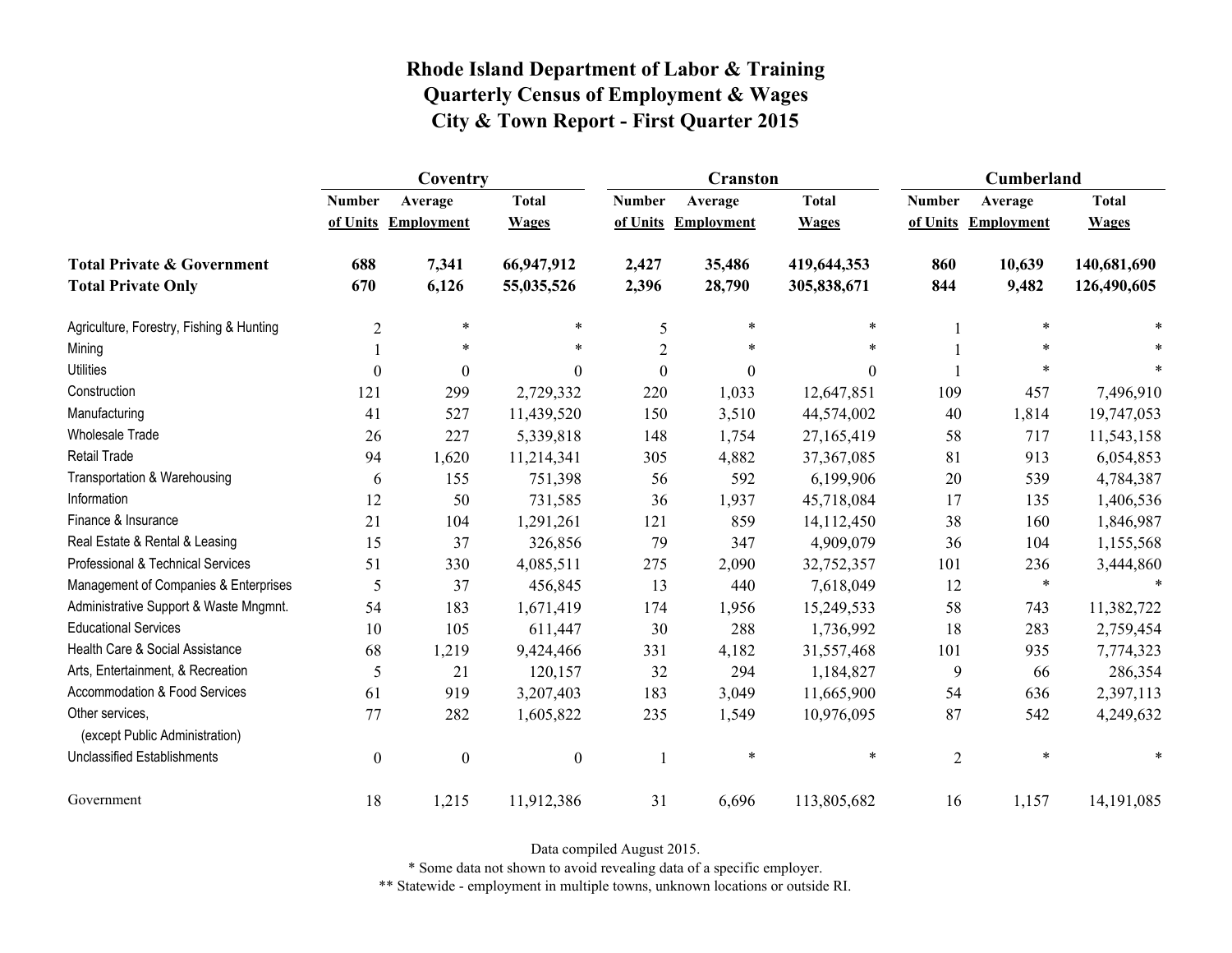# Rhode Island Department of Labor & Training
# Quarterly Census of Employment & Wages
# City & Town Report - First Quarter 2015

| | Coventry | | | Cranston | | | Cumberland | | |
|---|---|---|---|---|---|---|---|---|---|
| | Number of Units | Average Employment | Total Wages | Number of Units | Average Employment | Total Wages | Number of Units | Average Employment | Total Wages |
| **Total Private & Government** | **688** | **7,341** | **66,947,912** | **2,427** | **35,486** | **419,644,353** | **860** | **10,639** | **140,681,690** |
| **Total Private Only** | **670** | **6,126** | **55,035,526** | **2,396** | **28,790** | **305,838,671** | **844** | **9,482** | **126,490,605** |
| Agriculture, Forestry, Fishing & Hunting | 2 | * | * | 5 | * | * | 1 | * | * |
| Mining | 1 | * | * | 2 | * | * | 1 | * | * |
| Utilities | 0 | 0 | 0 | 0 | 0 | 0 | 1 | * | * |
| Construction | 121 | 299 | 2,729,332 | 220 | 1,033 | 12,647,851 | 109 | 457 | 7,496,910 |
| Manufacturing | 41 | 527 | 11,439,520 | 150 | 3,510 | 44,574,002 | 40 | 1,814 | 19,747,053 |
| Wholesale Trade | 26 | 227 | 5,339,818 | 148 | 1,754 | 27,165,419 | 58 | 717 | 11,543,158 |
| Retail Trade | 94 | 1,620 | 11,214,341 | 305 | 4,882 | 37,367,085 | 81 | 913 | 6,054,853 |
| Transportation & Warehousing | 6 | 155 | 751,398 | 56 | 592 | 6,199,906 | 20 | 539 | 4,784,387 |
| Information | 12 | 50 | 731,585 | 36 | 1,937 | 45,718,084 | 17 | 135 | 1,406,536 |
| Finance & Insurance | 21 | 104 | 1,291,261 | 121 | 859 | 14,112,450 | 38 | 160 | 1,846,987 |
| Real Estate & Rental & Leasing | 15 | 37 | 326,856 | 79 | 347 | 4,909,079 | 36 | 104 | 1,155,568 |
| Professional & Technical Services | 51 | 330 | 4,085,511 | 275 | 2,090 | 32,752,357 | 101 | 236 | 3,444,860 |
| Management of Companies & Enterprises | 5 | 37 | 456,845 | 13 | 440 | 7,618,049 | 12 | * | * |
| Administrative Support & Waste Mngmnt. | 54 | 183 | 1,671,419 | 174 | 1,956 | 15,249,533 | 58 | 743 | 11,382,722 |
| Educational Services | 10 | 105 | 611,447 | 30 | 288 | 1,736,992 | 18 | 283 | 2,759,454 |
| Health Care & Social Assistance | 68 | 1,219 | 9,424,466 | 331 | 4,182 | 31,557,468 | 101 | 935 | 7,774,323 |
| Arts, Entertainment, & Recreation | 5 | 21 | 120,157 | 32 | 294 | 1,184,827 | 9 | 66 | 286,354 |
| Accommodation & Food Services | 61 | 919 | 3,207,403 | 183 | 3,049 | 11,665,900 | 54 | 636 | 2,397,113 |
| Other services, (except Public Administration) | 77 | 282 | 1,605,822 | 235 | 1,549 | 10,976,095 | 87 | 542 | 4,249,632 |
| Unclassified Establishments | 0 | 0 | 0 | 1 | * | * | 2 | * | * |
| Government | 18 | 1,215 | 11,912,386 | 31 | 6,696 | 113,805,682 | 16 | 1,157 | 14,191,085 |

Data compiled August 2015.

* Some data not shown to avoid revealing data of a specific employer.

** Statewide - employment in multiple towns, unknown locations or outside RI.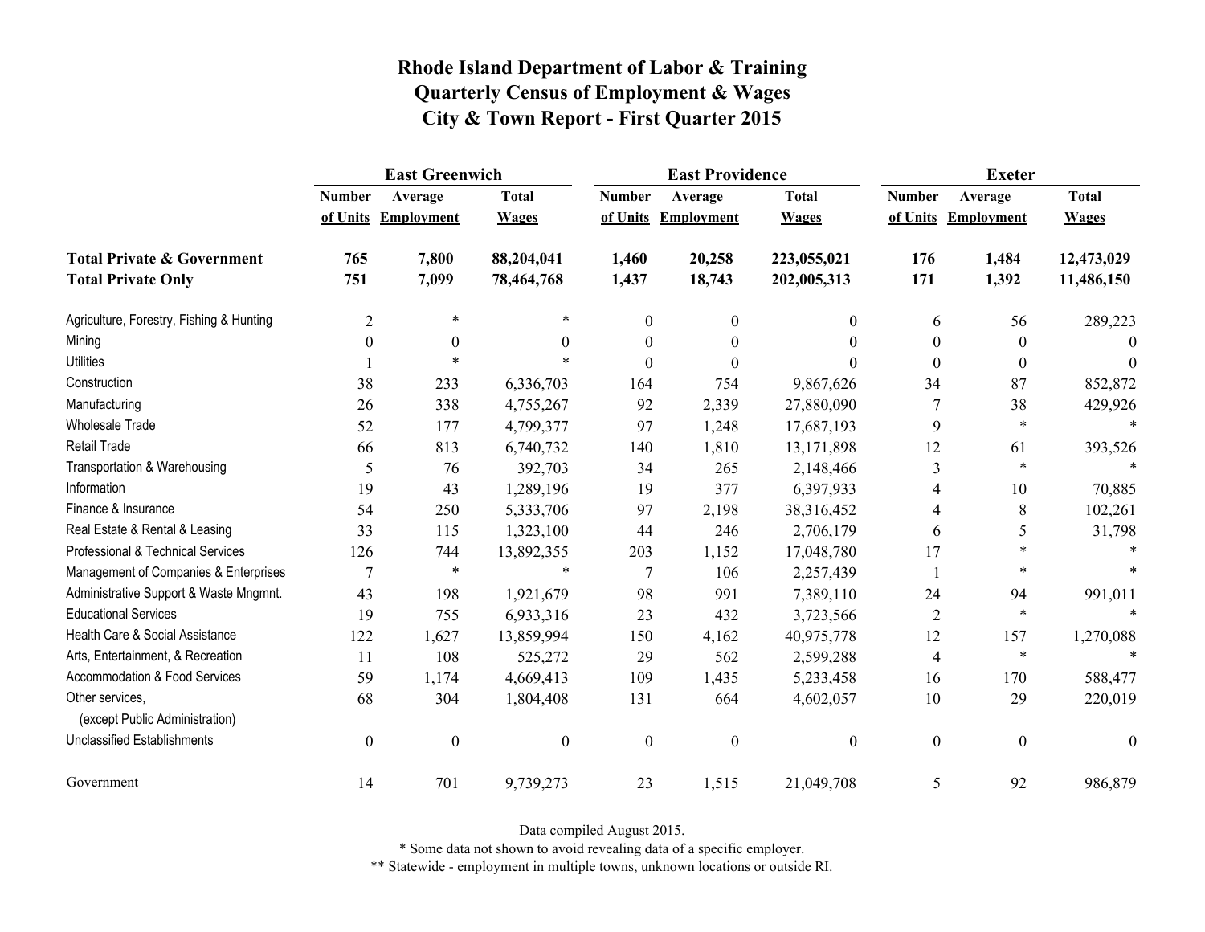# Rhode Island Department of Labor & Training
# Quarterly Census of Employment & Wages
# City & Town Report - First Quarter 2015

| | East Greenwich | | | East Providence | | | Exeter | | |
|---|---|---|---|---|---|---|---|---|---|
| | Number of Units | Average Employment | Total Wages | Number of Units | Average Employment | Total Wages | Number of Units | Average Employment | Total Wages |
| **Total Private & Government** | **765** | **7,800** | **88,204,041** | **1,460** | **20,258** | **223,055,021** | **176** | **1,484** | **12,473,029** |
| **Total Private Only** | **751** | **7,099** | **78,464,768** | **1,437** | **18,743** | **202,005,313** | **171** | **1,392** | **11,486,150** |
| Agriculture, Forestry, Fishing & Hunting | 2 | * | * | 0 | 0 | 0 | 6 | 56 | 289,223 |
| Mining | 0 | 0 | 0 | 0 | 0 | 0 | 0 | 0 | 0 |
| Utilities | 1 | * | * | 0 | 0 | 0 | 0 | 0 | 0 |
| Construction | 38 | 233 | 6,336,703 | 164 | 754 | 9,867,626 | 34 | 87 | 852,872 |
| Manufacturing | 26 | 338 | 4,755,267 | 92 | 2,339 | 27,880,090 | 7 | 38 | 429,926 |
| Wholesale Trade | 52 | 177 | 4,799,377 | 97 | 1,248 | 17,687,193 | 9 | * | * |
| Retail Trade | 66 | 813 | 6,740,732 | 140 | 1,810 | 13,171,898 | 12 | 61 | 393,526 |
| Transportation & Warehousing | 5 | 76 | 392,703 | 34 | 265 | 2,148,466 | 3 | * | * |
| Information | 19 | 43 | 1,289,196 | 19 | 377 | 6,397,933 | 4 | 10 | 70,885 |
| Finance & Insurance | 54 | 250 | 5,333,706 | 97 | 2,198 | 38,316,452 | 4 | 8 | 102,261 |
| Real Estate & Rental & Leasing | 33 | 115 | 1,323,100 | 44 | 246 | 2,706,179 | 6 | 5 | 31,798 |
| Professional & Technical Services | 126 | 744 | 13,892,355 | 203 | 1,152 | 17,048,780 | 17 | * | * |
| Management of Companies & Enterprises | 7 | * | * | 7 | 106 | 2,257,439 | 1 | * | * |
| Administrative Support & Waste Mngmnt. | 43 | 198 | 1,921,679 | 98 | 991 | 7,389,110 | 24 | 94 | 991,011 |
| Educational Services | 19 | 755 | 6,933,316 | 23 | 432 | 3,723,566 | 2 | * | * |
| Health Care & Social Assistance | 122 | 1,627 | 13,859,994 | 150 | 4,162 | 40,975,778 | 12 | 157 | 1,270,088 |
| Arts, Entertainment, & Recreation | 11 | 108 | 525,272 | 29 | 562 | 2,599,288 | 4 | * | * |
| Accommodation & Food Services | 59 | 1,174 | 4,669,413 | 109 | 1,435 | 5,233,458 | 16 | 170 | 588,477 |
| Other services, (except Public Administration) | 68 | 304 | 1,804,408 | 131 | 664 | 4,602,057 | 10 | 29 | 220,019 |
| Unclassified Establishments | 0 | 0 | 0 | 0 | 0 | 0 | 0 | 0 | 0 |
| Government | 14 | 701 | 9,739,273 | 23 | 1,515 | 21,049,708 | 5 | 92 | 986,879 |

Data compiled August 2015.

* Some data not shown to avoid revealing data of a specific employer.

** Statewide - employment in multiple towns, unknown locations or outside RI.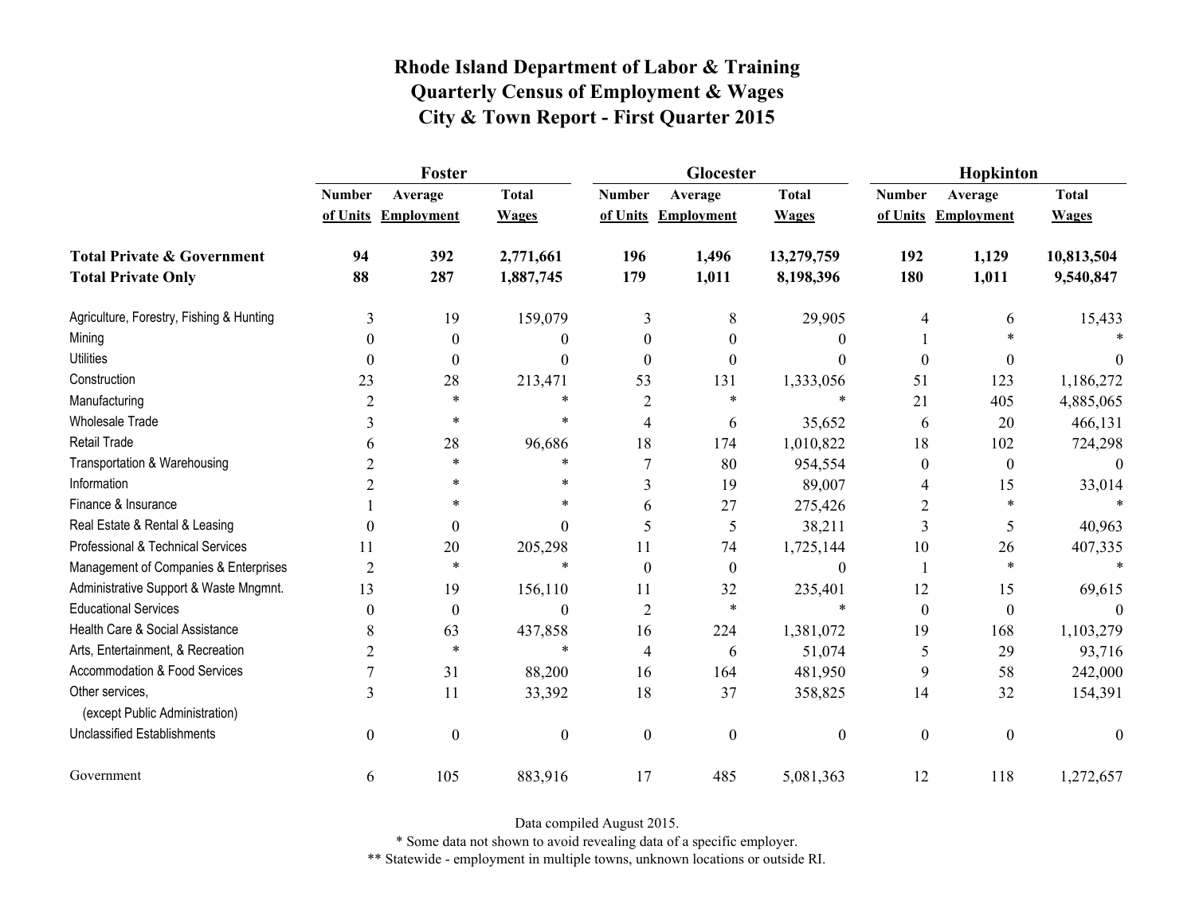# Rhode Island Department of Labor & Training
## Quarterly Census of Employment & Wages
## City & Town Report - First Quarter 2015

| | Foster | | | Glocester | | | Hopkinton | | |
|---|---|---|---|---|---|---|---|---|---|
| | Number of Units | Average Employment | Total Wages | Number of Units | Average Employment | Total Wages | Number of Units | Average Employment | Total Wages |
| **Total Private & Government** | **94** | **392** | **2,771,661** | **196** | **1,496** | **13,279,759** | **192** | **1,129** | **10,813,504** |
| **Total Private Only** | **88** | **287** | **1,887,745** | **179** | **1,011** | **8,198,396** | **180** | **1,011** | **9,540,847** |
| Agriculture, Forestry, Fishing & Hunting | 3 | 19 | 159,079 | 3 | 8 | 29,905 | 4 | 6 | 15,433 |
| Mining | 0 | 0 | 0 | 0 | 0 | 0 | 1 | * | * |
| Utilities | 0 | 0 | 0 | 0 | 0 | 0 | 0 | 0 | 0 |
| Construction | 23 | 28 | 213,471 | 53 | 131 | 1,333,056 | 51 | 123 | 1,186,272 |
| Manufacturing | 2 | * | * | 2 | * | * | 21 | 405 | 4,885,065 |
| Wholesale Trade | 3 | * | * | 4 | 6 | 35,652 | 6 | 20 | 466,131 |
| Retail Trade | 6 | 28 | 96,686 | 18 | 174 | 1,010,822 | 18 | 102 | 724,298 |
| Transportation & Warehousing | 2 | * | * | 7 | 80 | 954,554 | 0 | 0 | 0 |
| Information | 2 | * | * | 3 | 19 | 89,007 | 4 | 15 | 33,014 |
| Finance & Insurance | 1 | * | * | 6 | 27 | 275,426 | 2 | * | * |
| Real Estate & Rental & Leasing | 0 | 0 | 0 | 5 | 5 | 38,211 | 3 | 5 | 40,963 |
| Professional & Technical Services | 11 | 20 | 205,298 | 11 | 74 | 1,725,144 | 10 | 26 | 407,335 |
| Management of Companies & Enterprises | 2 | * | * | 0 | 0 | 0 | 1 | * | * |
| Administrative Support & Waste Mngmnt. | 13 | 19 | 156,110 | 11 | 32 | 235,401 | 12 | 15 | 69,615 |
| Educational Services | 0 | 0 | 0 | 2 | * | * | 0 | 0 | 0 |
| Health Care & Social Assistance | 8 | 63 | 437,858 | 16 | 224 | 1,381,072 | 19 | 168 | 1,103,279 |
| Arts, Entertainment, & Recreation | 2 | * | * | 4 | 6 | 51,074 | 5 | 29 | 93,716 |
| Accommodation & Food Services | 7 | 31 | 88,200 | 16 | 164 | 481,950 | 9 | 58 | 242,000 |
| Other services, (except Public Administration) | 3 | 11 | 33,392 | 18 | 37 | 358,825 | 14 | 32 | 154,391 |
| Unclassified Establishments | 0 | 0 | 0 | 0 | 0 | 0 | 0 | 0 | 0 |
| Government | 6 | 105 | 883,916 | 17 | 485 | 5,081,363 | 12 | 118 | 1,272,657 |

Data compiled August 2015.

* Some data not shown to avoid revealing data of a specific employer.

** Statewide - employment in multiple towns, unknown locations or outside RI.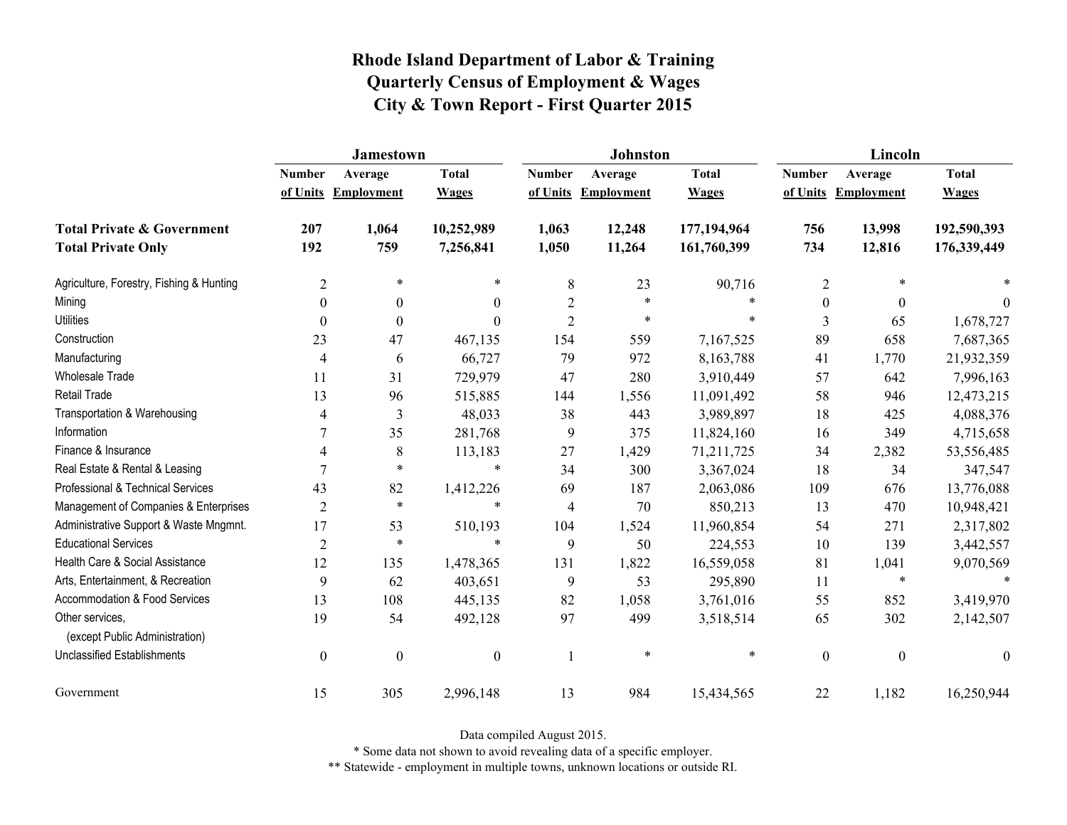# Rhode Island Department of Labor & Training
## Quarterly Census of Employment & Wages
## City & Town Report - First Quarter 2015

| | Jamestown | | | Johnston | | | Lincoln | | |
|---|---|---|---|---|---|---|---|---|---|
| | Number of Units | Average Employment | Total Wages | Number of Units | Average Employment | Total Wages | Number of Units | Average Employment | Total Wages |
| **Total Private & Government** | **207** | **1,064** | **10,252,989** | **1,063** | **12,248** | **177,194,964** | **756** | **13,998** | **192,590,393** |
| **Total Private Only** | **192** | **759** | **7,256,841** | **1,050** | **11,264** | **161,760,399** | **734** | **12,816** | **176,339,449** |
| Agriculture, Forestry, Fishing & Hunting | 2 | * | * | 8 | 23 | 90,716 | 2 | * | * |
| Mining | 0 | 0 | 0 | 2 | * | * | 0 | 0 | 0 |
| Utilities | 0 | 0 | 0 | 2 | * | * | 3 | 65 | 1,678,727 |
| Construction | 23 | 47 | 467,135 | 154 | 559 | 7,167,525 | 89 | 658 | 7,687,365 |
| Manufacturing | 4 | 6 | 66,727 | 79 | 972 | 8,163,788 | 41 | 1,770 | 21,932,359 |
| Wholesale Trade | 11 | 31 | 729,979 | 47 | 280 | 3,910,449 | 57 | 642 | 7,996,163 |
| Retail Trade | 13 | 96 | 515,885 | 144 | 1,556 | 11,091,492 | 58 | 946 | 12,473,215 |
| Transportation & Warehousing | 4 | 3 | 48,033 | 38 | 443 | 3,989,897 | 18 | 425 | 4,088,376 |
| Information | 7 | 35 | 281,768 | 9 | 375 | 11,824,160 | 16 | 349 | 4,715,658 |
| Finance & Insurance | 4 | 8 | 113,183 | 27 | 1,429 | 71,211,725 | 34 | 2,382 | 53,556,485 |
| Real Estate & Rental & Leasing | 7 | * | * | 34 | 300 | 3,367,024 | 18 | 34 | 347,547 |
| Professional & Technical Services | 43 | 82 | 1,412,226 | 69 | 187 | 2,063,086 | 109 | 676 | 13,776,088 |
| Management of Companies & Enterprises | 2 | * | * | 4 | 70 | 850,213 | 13 | 470 | 10,948,421 |
| Administrative Support & Waste Mngmnt. | 17 | 53 | 510,193 | 104 | 1,524 | 11,960,854 | 54 | 271 | 2,317,802 |
| Educational Services | 2 | * | * | 9 | 50 | 224,553 | 10 | 139 | 3,442,557 |
| Health Care & Social Assistance | 12 | 135 | 1,478,365 | 131 | 1,822 | 16,559,058 | 81 | 1,041 | 9,070,569 |
| Arts, Entertainment, & Recreation | 9 | 62 | 403,651 | 9 | 53 | 295,890 | 11 | * | * |
| Accommodation & Food Services | 13 | 108 | 445,135 | 82 | 1,058 | 3,761,016 | 55 | 852 | 3,419,970 |
| Other services, (except Public Administration) | 19 | 54 | 492,128 | 97 | 499 | 3,518,514 | 65 | 302 | 2,142,507 |
| Unclassified Establishments | 0 | 0 | 0 | 1 | * | * | 0 | 0 | 0 |
| Government | 15 | 305 | 2,996,148 | 13 | 984 | 15,434,565 | 22 | 1,182 | 16,250,944 |

Data compiled August 2015.

* Some data not shown to avoid revealing data of a specific employer.

** Statewide - employment in multiple towns, unknown locations or outside RI.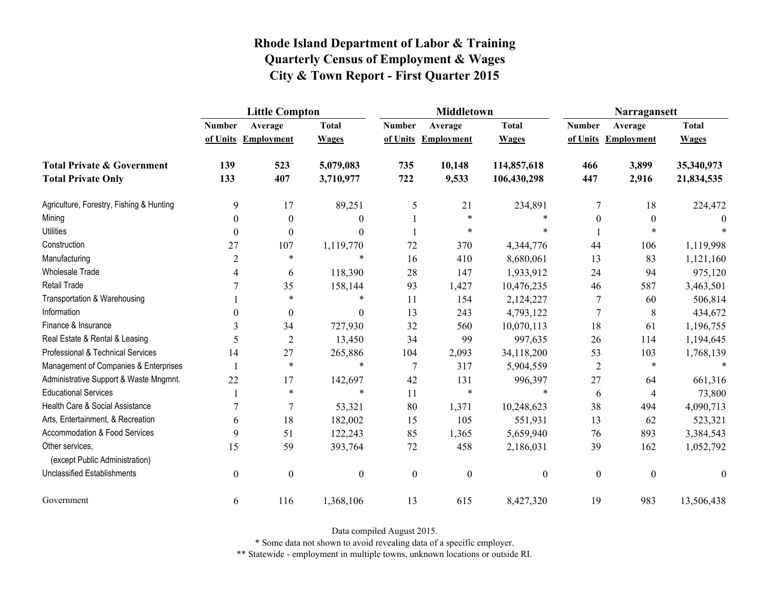# Rhode Island Department of Labor & Training
## Quarterly Census of Employment & Wages
## City & Town Report - First Quarter 2015

| | Little Compton | | | Middletown | | | Narragansett | | |
|---|---|---|---|---|---|---|---|---|---|
| | Number of Units | Average Employment | Total Wages | Number of Units | Average Employment | Total Wages | Number of Units | Average Employment | Total Wages |
| **Total Private & Government** | **139** | **523** | **5,079,083** | **735** | **10,148** | **114,857,618** | **466** | **3,899** | **35,340,973** |
| **Total Private Only** | **133** | **407** | **3,710,977** | **722** | **9,533** | **106,430,298** | **447** | **2,916** | **21,834,535** |
| Agriculture, Forestry, Fishing & Hunting | 9 | 17 | 89,251 | 5 | 21 | 234,891 | 7 | 18 | 224,472 |
| Mining | 0 | 0 | 0 | 1 | * | * | 0 | 0 | 0 |
| Utilities | 0 | 0 | 0 | 1 | * | * | 1 | * | * |
| Construction | 27 | 107 | 1,119,770 | 72 | 370 | 4,344,776 | 44 | 106 | 1,119,998 |
| Manufacturing | 2 | * | * | 16 | 410 | 8,680,061 | 13 | 83 | 1,121,160 |
| Wholesale Trade | 4 | 6 | 118,390 | 28 | 147 | 1,933,912 | 24 | 94 | 975,120 |
| Retail Trade | 7 | 35 | 158,144 | 93 | 1,427 | 10,476,235 | 46 | 587 | 3,463,501 |
| Transportation & Warehousing | 1 | * | * | 11 | 154 | 2,124,227 | 7 | 60 | 506,814 |
| Information | 0 | 0 | 0 | 13 | 243 | 4,793,122 | 7 | 8 | 434,672 |
| Finance & Insurance | 3 | 34 | 727,930 | 32 | 560 | 10,070,113 | 18 | 61 | 1,196,755 |
| Real Estate & Rental & Leasing | 5 | 2 | 13,450 | 34 | 99 | 997,635 | 26 | 114 | 1,194,645 |
| Professional & Technical Services | 14 | 27 | 265,886 | 104 | 2,093 | 34,118,200 | 53 | 103 | 1,768,139 |
| Management of Companies & Enterprises | 1 | * | * | 7 | 317 | 5,904,559 | 2 | * | * |
| Administrative Support & Waste Mngmnt. | 22 | 17 | 142,697 | 42 | 131 | 996,397 | 27 | 64 | 661,316 |
| Educational Services | 1 | * | * | 11 | * | * | 6 | 4 | 73,800 |
| Health Care & Social Assistance | 7 | 7 | 53,321 | 80 | 1,371 | 10,248,623 | 38 | 494 | 4,090,713 |
| Arts, Entertainment, & Recreation | 6 | 18 | 182,002 | 15 | 105 | 551,931 | 13 | 62 | 523,321 |
| Accommodation & Food Services | 9 | 51 | 122,243 | 85 | 1,365 | 5,659,940 | 76 | 893 | 3,384,543 |
| Other services, (except Public Administration) | 15 | 59 | 393,764 | 72 | 458 | 2,186,031 | 39 | 162 | 1,052,792 |
| Unclassified Establishments | 0 | 0 | 0 | 0 | 0 | 0 | 0 | 0 | 0 |
| Government | 6 | 116 | 1,368,106 | 13 | 615 | 8,427,320 | 19 | 983 | 13,506,438 |

Data compiled August 2015.

* Some data not shown to avoid revealing data of a specific employer.

** Statewide - employment in multiple towns, unknown locations or outside RI.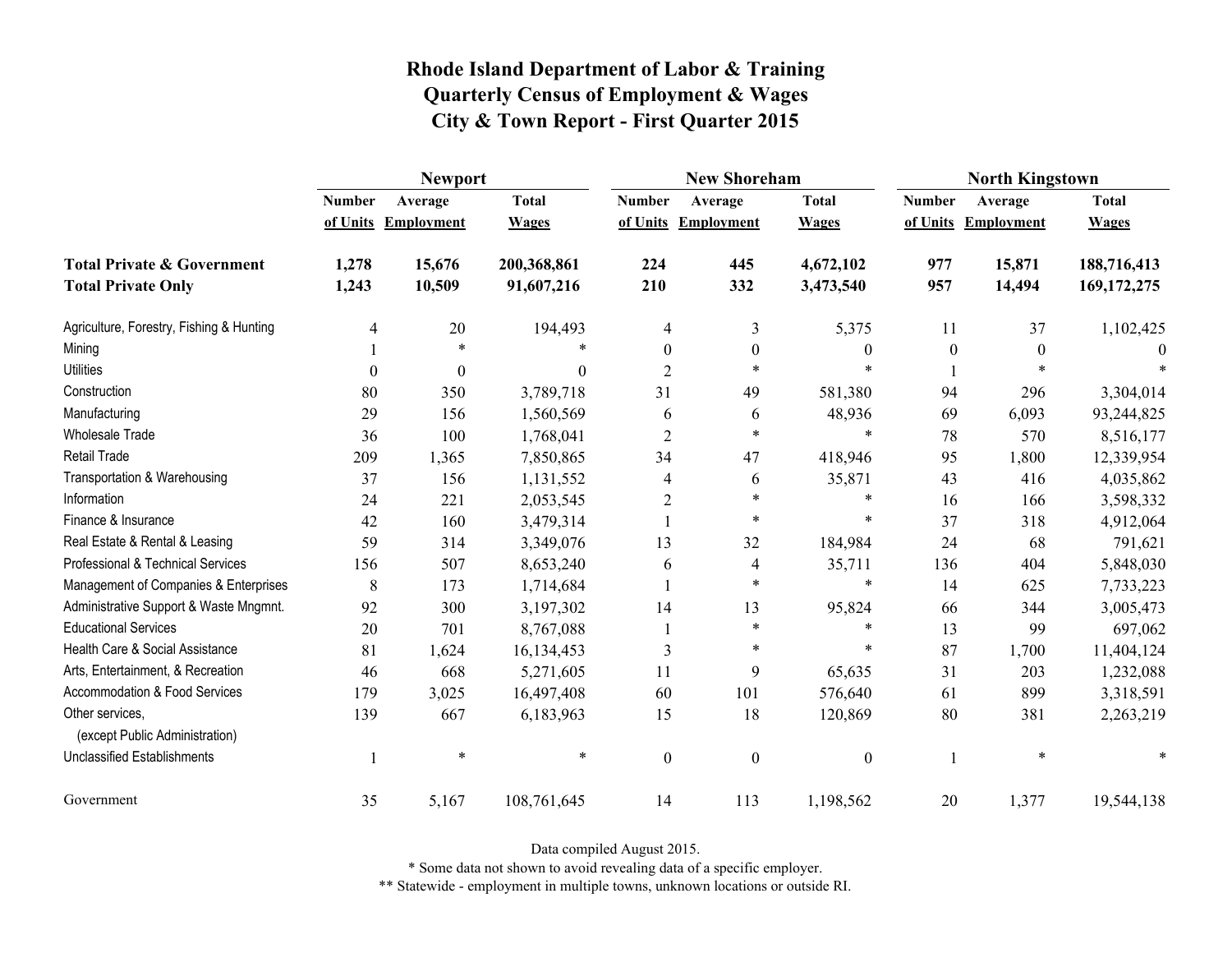# Rhode Island Department of Labor & Training
## Quarterly Census of Employment & Wages
## City & Town Report - First Quarter 2015

| | Newport | | | New Shoreham | | | North Kingstown | | |
|---|---|---|---|---|---|---|---|---|---|
| | Number of Units | Average Employment | Total Wages | Number of Units | Average Employment | Total Wages | Number of Units | Average Employment | Total Wages |
| **Total Private & Government** | **1,278** | **15,676** | **200,368,861** | **224** | **445** | **4,672,102** | **977** | **15,871** | **188,716,413** |
| **Total Private Only** | **1,243** | **10,509** | **91,607,216** | **210** | **332** | **3,473,540** | **957** | **14,494** | **169,172,275** |
| Agriculture, Forestry, Fishing & Hunting | 4 | 20 | 194,493 | 4 | 3 | 5,375 | 11 | 37 | 1,102,425 |
| Mining | 1 | * | * | 0 | 0 | 0 | 0 | 0 | 0 |
| Utilities | 0 | 0 | 0 | 2 | * | * | 1 | * | * |
| Construction | 80 | 350 | 3,789,718 | 31 | 49 | 581,380 | 94 | 296 | 3,304,014 |
| Manufacturing | 29 | 156 | 1,560,569 | 6 | 6 | 48,936 | 69 | 6,093 | 93,244,825 |
| Wholesale Trade | 36 | 100 | 1,768,041 | 2 | * | * | 78 | 570 | 8,516,177 |
| Retail Trade | 209 | 1,365 | 7,850,865 | 34 | 47 | 418,946 | 95 | 1,800 | 12,339,954 |
| Transportation & Warehousing | 37 | 156 | 1,131,552 | 4 | 6 | 35,871 | 43 | 416 | 4,035,862 |
| Information | 24 | 221 | 2,053,545 | 2 | * | * | 16 | 166 | 3,598,332 |
| Finance & Insurance | 42 | 160 | 3,479,314 | 1 | * | * | 37 | 318 | 4,912,064 |
| Real Estate & Rental & Leasing | 59 | 314 | 3,349,076 | 13 | 32 | 184,984 | 24 | 68 | 791,621 |
| Professional & Technical Services | 156 | 507 | 8,653,240 | 6 | 4 | 35,711 | 136 | 404 | 5,848,030 |
| Management of Companies & Enterprises | 8 | 173 | 1,714,684 | 1 | * | * | 14 | 625 | 7,733,223 |
| Administrative Support & Waste Mngmnt. | 92 | 300 | 3,197,302 | 14 | 13 | 95,824 | 66 | 344 | 3,005,473 |
| Educational Services | 20 | 701 | 8,767,088 | 1 | * | * | 13 | 99 | 697,062 |
| Health Care & Social Assistance | 81 | 1,624 | 16,134,453 | 3 | * | * | 87 | 1,700 | 11,404,124 |
| Arts, Entertainment, & Recreation | 46 | 668 | 5,271,605 | 11 | 9 | 65,635 | 31 | 203 | 1,232,088 |
| Accommodation & Food Services | 179 | 3,025 | 16,497,408 | 60 | 101 | 576,640 | 61 | 899 | 3,318,591 |
| Other services, (except Public Administration) | 139 | 667 | 6,183,963 | 15 | 18 | 120,869 | 80 | 381 | 2,263,219 |
| Unclassified Establishments | 1 | * | * | 0 | 0 | 0 | 1 | * | * |
| Government | 35 | 5,167 | 108,761,645 | 14 | 113 | 1,198,562 | 20 | 1,377 | 19,544,138 |

Data compiled August 2015.

* Some data not shown to avoid revealing data of a specific employer.

** Statewide - employment in multiple towns, unknown locations or outside RI.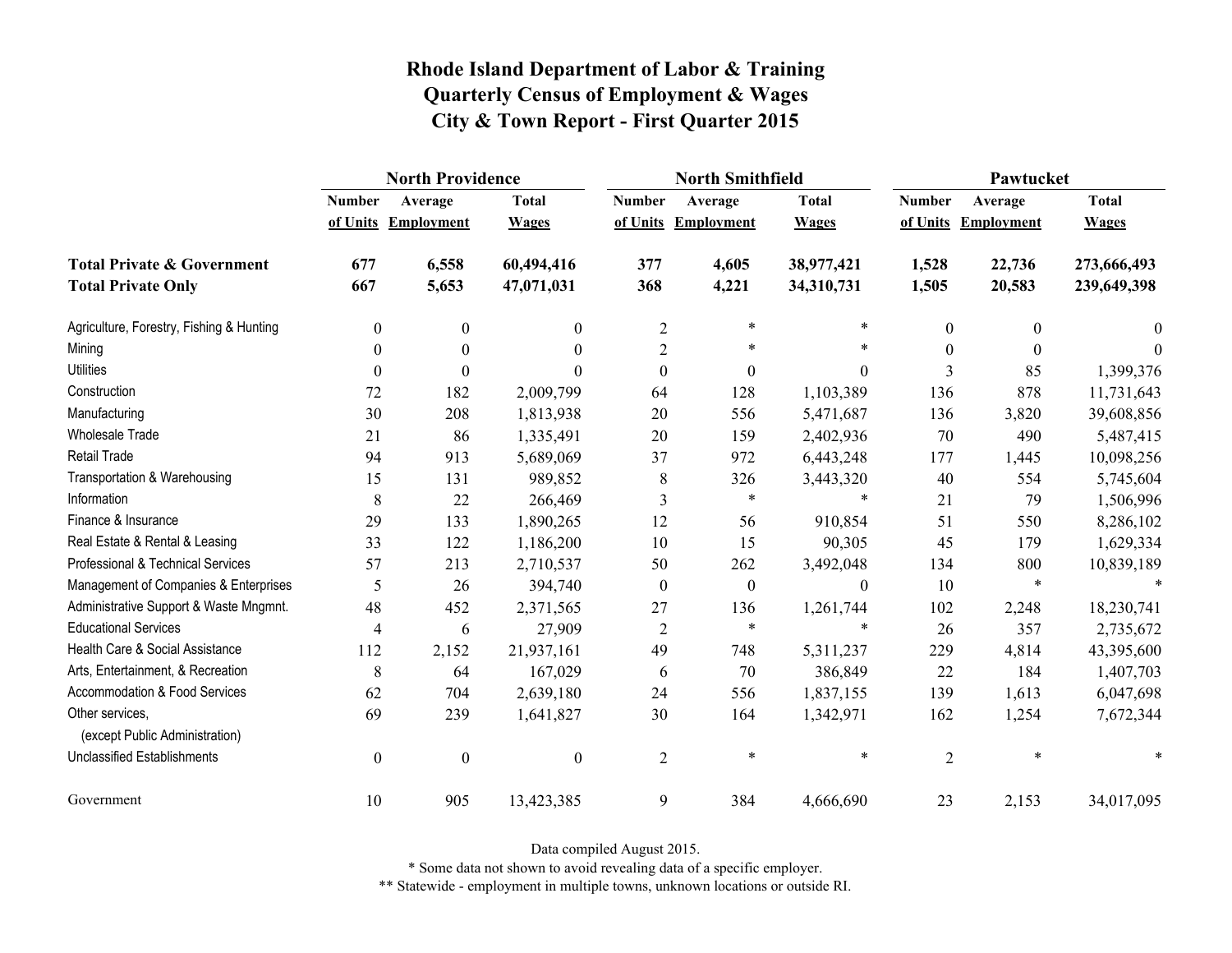# Rhode Island Department of Labor & Training
# Quarterly Census of Employment & Wages
# City & Town Report - First Quarter 2015

| | North Providence | | | North Smithfield | | | Pawtucket | | |
|---|---|---|---|---|---|---|---|---|---|
| | Number of Units | Average Employment | Total Wages | Number of Units | Average Employment | Total Wages | Number of Units | Average Employment | Total Wages |
| **Total Private & Government** | **677** | **6,558** | **60,494,416** | **377** | **4,605** | **38,977,421** | **1,528** | **22,736** | **273,666,493** |
| **Total Private Only** | **667** | **5,653** | **47,071,031** | **368** | **4,221** | **34,310,731** | **1,505** | **20,583** | **239,649,398** |
| Agriculture, Forestry, Fishing & Hunting | 0 | 0 | 0 | 2 | * | * | 0 | 0 | 0 |
| Mining | 0 | 0 | 0 | 2 | * | * | 0 | 0 | 0 |
| Utilities | 0 | 0 | 0 | 0 | 0 | 0 | 3 | 85 | 1,399,376 |
| Construction | 72 | 182 | 2,009,799 | 64 | 128 | 1,103,389 | 136 | 878 | 11,731,643 |
| Manufacturing | 30 | 208 | 1,813,938 | 20 | 556 | 5,471,687 | 136 | 3,820 | 39,608,856 |
| Wholesale Trade | 21 | 86 | 1,335,491 | 20 | 159 | 2,402,936 | 70 | 490 | 5,487,415 |
| Retail Trade | 94 | 913 | 5,689,069 | 37 | 972 | 6,443,248 | 177 | 1,445 | 10,098,256 |
| Transportation & Warehousing | 15 | 131 | 989,852 | 8 | 326 | 3,443,320 | 40 | 554 | 5,745,604 |
| Information | 8 | 22 | 266,469 | 3 | * | * | 21 | 79 | 1,506,996 |
| Finance & Insurance | 29 | 133 | 1,890,265 | 12 | 56 | 910,854 | 51 | 550 | 8,286,102 |
| Real Estate & Rental & Leasing | 33 | 122 | 1,186,200 | 10 | 15 | 90,305 | 45 | 179 | 1,629,334 |
| Professional & Technical Services | 57 | 213 | 2,710,537 | 50 | 262 | 3,492,048 | 134 | 800 | 10,839,189 |
| Management of Companies & Enterprises | 5 | 26 | 394,740 | 0 | 0 | 0 | 10 | * | * |
| Administrative Support & Waste Mngmnt. | 48 | 452 | 2,371,565 | 27 | 136 | 1,261,744 | 102 | 2,248 | 18,230,741 |
| Educational Services | 4 | 6 | 27,909 | 2 | * | * | 26 | 357 | 2,735,672 |
| Health Care & Social Assistance | 112 | 2,152 | 21,937,161 | 49 | 748 | 5,311,237 | 229 | 4,814 | 43,395,600 |
| Arts, Entertainment, & Recreation | 8 | 64 | 167,029 | 6 | 70 | 386,849 | 22 | 184 | 1,407,703 |
| Accommodation & Food Services | 62 | 704 | 2,639,180 | 24 | 556 | 1,837,155 | 139 | 1,613 | 6,047,698 |
| Other services, (except Public Administration) | 69 | 239 | 1,641,827 | 30 | 164 | 1,342,971 | 162 | 1,254 | 7,672,344 |
| Unclassified Establishments | 0 | 0 | 0 | 2 | * | * | 2 | * | * |
| Government | 10 | 905 | 13,423,385 | 9 | 384 | 4,666,690 | 23 | 2,153 | 34,017,095 |

Data compiled August 2015.

\* Some data not shown to avoid revealing data of a specific employer.

\*\* Statewide - employment in multiple towns, unknown locations or outside RI.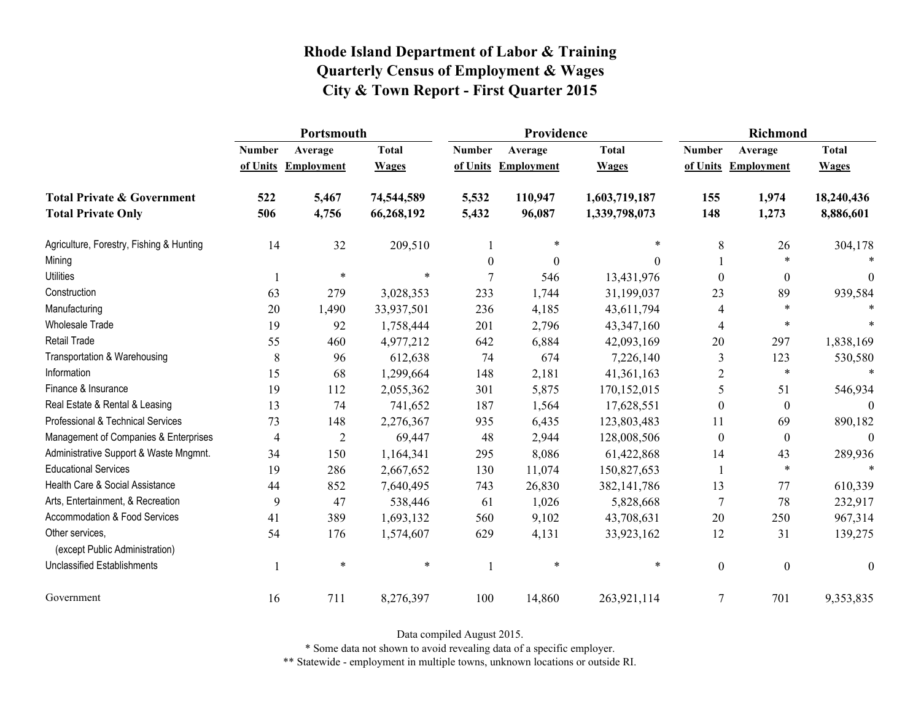# Rhode Island Department of Labor & Training
## Quarterly Census of Employment & Wages
## City & Town Report - First Quarter 2015

| | Portsmouth | | | Providence | | | Richmond | | |
|---|---|---|---|---|---|---|---|---|---|
| | Number of Units | Average Employment | Total Wages | Number of Units | Average Employment | Total Wages | Number of Units | Average Employment | Total Wages |
| **Total Private & Government** | **522** | **5,467** | **74,544,589** | **5,532** | **110,947** | **1,603,719,187** | **155** | **1,974** | **18,240,436** |
| **Total Private Only** | **506** | **4,756** | **66,268,192** | **5,432** | **96,087** | **1,339,798,073** | **148** | **1,273** | **8,886,601** |
| Agriculture, Forestry, Fishing & Hunting | 14 | 32 | 209,510 | 1 | * | * | 8 | 26 | 304,178 |
| Mining | | | | 0 | 0 | 0 | 1 | * | * |
| Utilities | 1 | * | * | 7 | 546 | 13,431,976 | 0 | 0 | 0 |
| Construction | 63 | 279 | 3,028,353 | 233 | 1,744 | 31,199,037 | 23 | 89 | 939,584 |
| Manufacturing | 20 | 1,490 | 33,937,501 | 236 | 4,185 | 43,611,794 | 4 | * | * |
| Wholesale Trade | 19 | 92 | 1,758,444 | 201 | 2,796 | 43,347,160 | 4 | * | * |
| Retail Trade | 55 | 460 | 4,977,212 | 642 | 6,884 | 42,093,169 | 20 | 297 | 1,838,169 |
| Transportation & Warehousing | 8 | 96 | 612,638 | 74 | 674 | 7,226,140 | 3 | 123 | 530,580 |
| Information | 15 | 68 | 1,299,664 | 148 | 2,181 | 41,361,163 | 2 | * | * |
| Finance & Insurance | 19 | 112 | 2,055,362 | 301 | 5,875 | 170,152,015 | 5 | 51 | 546,934 |
| Real Estate & Rental & Leasing | 13 | 74 | 741,652 | 187 | 1,564 | 17,628,551 | 0 | 0 | 0 |
| Professional & Technical Services | 73 | 148 | 2,276,367 | 935 | 6,435 | 123,803,483 | 11 | 69 | 890,182 |
| Management of Companies & Enterprises | 4 | 2 | 69,447 | 48 | 2,944 | 128,008,506 | 0 | 0 | 0 |
| Administrative Support & Waste Mngmnt. | 34 | 150 | 1,164,341 | 295 | 8,086 | 61,422,868 | 14 | 43 | 289,936 |
| Educational Services | 19 | 286 | 2,667,652 | 130 | 11,074 | 150,827,653 | 1 | * | * |
| Health Care & Social Assistance | 44 | 852 | 7,640,495 | 743 | 26,830 | 382,141,786 | 13 | 77 | 610,339 |
| Arts, Entertainment, & Recreation | 9 | 47 | 538,446 | 61 | 1,026 | 5,828,668 | 7 | 78 | 232,917 |
| Accommodation & Food Services | 41 | 389 | 1,693,132 | 560 | 9,102 | 43,708,631 | 20 | 250 | 967,314 |
| Other services, (except Public Administration) | 54 | 176 | 1,574,607 | 629 | 4,131 | 33,923,162 | 12 | 31 | 139,275 |
| Unclassified Establishments | 1 | * | * | 1 | * | * | 0 | 0 | 0 |
| Government | 16 | 711 | 8,276,397 | 100 | 14,860 | 263,921,114 | 7 | 701 | 9,353,835 |

Data compiled August 2015.

\* Some data not shown to avoid revealing data of a specific employer.

\** Statewide - employment in multiple towns, unknown locations or outside RI.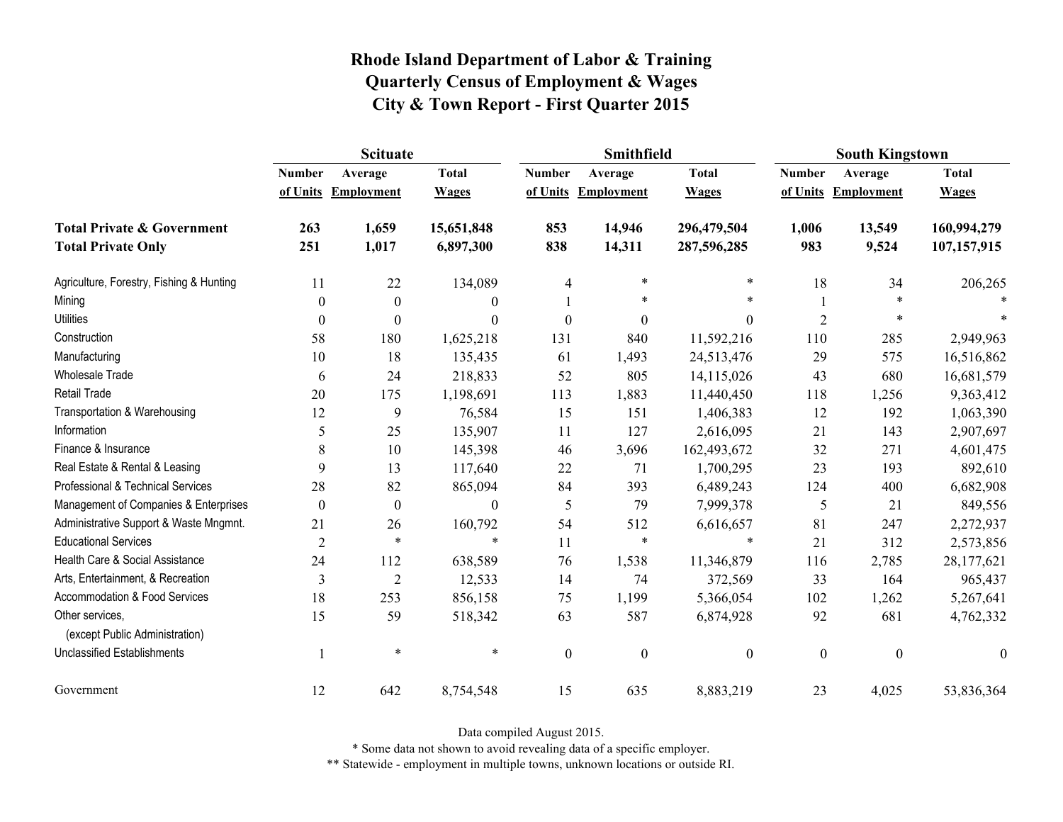# Rhode Island Department of Labor & Training
## Quarterly Census of Employment & Wages
## City & Town Report - First Quarter 2015

| | Scituate | | | Smithfield | | | South Kingstown | | |
|---|---|---|---|---|---|---|---|---|---|
| | Number of Units | Average Employment | Total Wages | Number of Units | Average Employment | Total Wages | Number of Units | Average Employment | Total Wages |
| **Total Private & Government** | **263** | **1,659** | **15,651,848** | **853** | **14,946** | **296,479,504** | **1,006** | **13,549** | **160,994,279** |
| **Total Private Only** | **251** | **1,017** | **6,897,300** | **838** | **14,311** | **287,596,285** | **983** | **9,524** | **107,157,915** |
| Agriculture, Forestry, Fishing & Hunting | 11 | 22 | 134,089 | 4 | * | * | 18 | 34 | 206,265 |
| Mining | 0 | 0 | 0 | 1 | * | * | 1 | * | * |
| Utilities | 0 | 0 | 0 | 0 | 0 | 0 | 2 | * | * |
| Construction | 58 | 180 | 1,625,218 | 131 | 840 | 11,592,216 | 110 | 285 | 2,949,963 |
| Manufacturing | 10 | 18 | 135,435 | 61 | 1,493 | 24,513,476 | 29 | 575 | 16,516,862 |
| Wholesale Trade | 6 | 24 | 218,833 | 52 | 805 | 14,115,026 | 43 | 680 | 16,681,579 |
| Retail Trade | 20 | 175 | 1,198,691 | 113 | 1,883 | 11,440,450 | 118 | 1,256 | 9,363,412 |
| Transportation & Warehousing | 12 | 9 | 76,584 | 15 | 151 | 1,406,383 | 12 | 192 | 1,063,390 |
| Information | 5 | 25 | 135,907 | 11 | 127 | 2,616,095 | 21 | 143 | 2,907,697 |
| Finance & Insurance | 8 | 10 | 145,398 | 46 | 3,696 | 162,493,672 | 32 | 271 | 4,601,475 |
| Real Estate & Rental & Leasing | 9 | 13 | 117,640 | 22 | 71 | 1,700,295 | 23 | 193 | 892,610 |
| Professional & Technical Services | 28 | 82 | 865,094 | 84 | 393 | 6,489,243 | 124 | 400 | 6,682,908 |
| Management of Companies & Enterprises | 0 | 0 | 0 | 5 | 79 | 7,999,378 | 5 | 21 | 849,556 |
| Administrative Support & Waste Mngmnt. | 21 | 26 | 160,792 | 54 | 512 | 6,616,657 | 81 | 247 | 2,272,937 |
| Educational Services | 2 | * | * | 11 | * | * | 21 | 312 | 2,573,856 |
| Health Care & Social Assistance | 24 | 112 | 638,589 | 76 | 1,538 | 11,346,879 | 116 | 2,785 | 28,177,621 |
| Arts, Entertainment, & Recreation | 3 | 2 | 12,533 | 14 | 74 | 372,569 | 33 | 164 | 965,437 |
| Accommodation & Food Services | 18 | 253 | 856,158 | 75 | 1,199 | 5,366,054 | 102 | 1,262 | 5,267,641 |
| Other services, (except Public Administration) | 15 | 59 | 518,342 | 63 | 587 | 6,874,928 | 92 | 681 | 4,762,332 |
| Unclassified Establishments | 1 | * | * | 0 | 0 | 0 | 0 | 0 | 0 |
| Government | 12 | 642 | 8,754,548 | 15 | 635 | 8,883,219 | 23 | 4,025 | 53,836,364 |

Data compiled August 2015.

* Some data not shown to avoid revealing data of a specific employer.

** Statewide - employment in multiple towns, unknown locations or outside RI.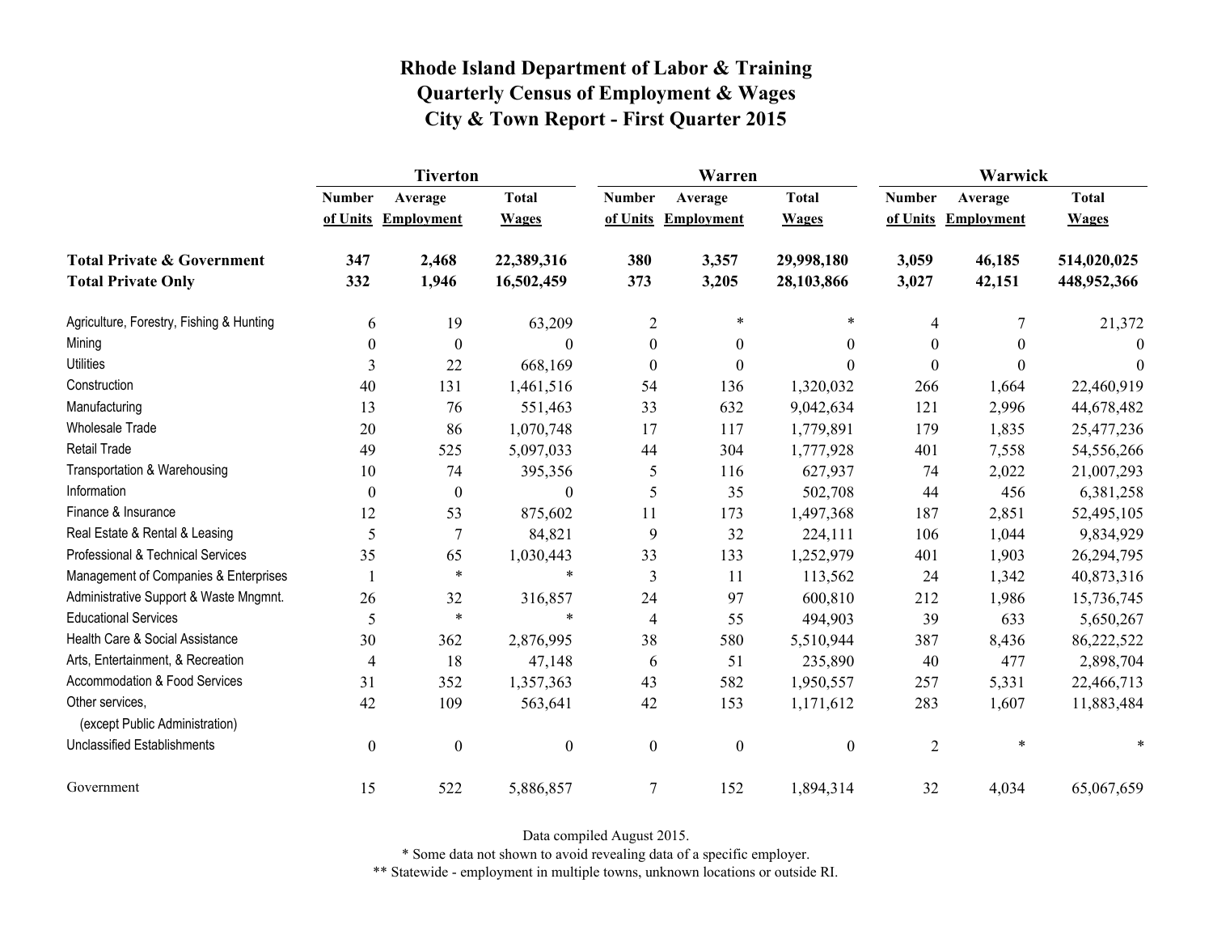# Rhode Island Department of Labor & Training
## Quarterly Census of Employment & Wages
## City & Town Report - First Quarter 2015

| | Tiverton | | | Warren | | | Warwick | | |
|---|---|---|---|---|---|---|---|---|---|
| | Number of Units | Average Employment | Total Wages | Number of Units | Average Employment | Total Wages | Number of Units | Average Employment | Total Wages |
| **Total Private & Government** | **347** | **2,468** | **22,389,316** | **380** | **3,357** | **29,998,180** | **3,059** | **46,185** | **514,020,025** |
| **Total Private Only** | **332** | **1,946** | **16,502,459** | **373** | **3,205** | **28,103,866** | **3,027** | **42,151** | **448,952,366** |
| Agriculture, Forestry, Fishing & Hunting | 6 | 19 | 63,209 | 2 | * | * | 4 | 7 | 21,372 |
| Mining | 0 | 0 | 0 | 0 | 0 | 0 | 0 | 0 | 0 |
| Utilities | 3 | 22 | 668,169 | 0 | 0 | 0 | 0 | 0 | 0 |
| Construction | 40 | 131 | 1,461,516 | 54 | 136 | 1,320,032 | 266 | 1,664 | 22,460,919 |
| Manufacturing | 13 | 76 | 551,463 | 33 | 632 | 9,042,634 | 121 | 2,996 | 44,678,482 |
| Wholesale Trade | 20 | 86 | 1,070,748 | 17 | 117 | 1,779,891 | 179 | 1,835 | 25,477,236 |
| Retail Trade | 49 | 525 | 5,097,033 | 44 | 304 | 1,777,928 | 401 | 7,558 | 54,556,266 |
| Transportation & Warehousing | 10 | 74 | 395,356 | 5 | 116 | 627,937 | 74 | 2,022 | 21,007,293 |
| Information | 0 | 0 | 0 | 5 | 35 | 502,708 | 44 | 456 | 6,381,258 |
| Finance & Insurance | 12 | 53 | 875,602 | 11 | 173 | 1,497,368 | 187 | 2,851 | 52,495,105 |
| Real Estate & Rental & Leasing | 5 | 7 | 84,821 | 9 | 32 | 224,111 | 106 | 1,044 | 9,834,929 |
| Professional & Technical Services | 35 | 65 | 1,030,443 | 33 | 133 | 1,252,979 | 401 | 1,903 | 26,294,795 |
| Management of Companies & Enterprises | 1 | * | * | 3 | 11 | 113,562 | 24 | 1,342 | 40,873,316 |
| Administrative Support & Waste Mngmnt. | 26 | 32 | 316,857 | 24 | 97 | 600,810 | 212 | 1,986 | 15,736,745 |
| Educational Services | 5 | * | * | 4 | 55 | 494,903 | 39 | 633 | 5,650,267 |
| Health Care & Social Assistance | 30 | 362 | 2,876,995 | 38 | 580 | 5,510,944 | 387 | 8,436 | 86,222,522 |
| Arts, Entertainment, & Recreation | 4 | 18 | 47,148 | 6 | 51 | 235,890 | 40 | 477 | 2,898,704 |
| Accommodation & Food Services | 31 | 352 | 1,357,363 | 43 | 582 | 1,950,557 | 257 | 5,331 | 22,466,713 |
| Other services, (except Public Administration) | 42 | 109 | 563,641 | 42 | 153 | 1,171,612 | 283 | 1,607 | 11,883,484 |
| Unclassified Establishments | 0 | 0 | 0 | 0 | 0 | 0 | 2 | * | * |
| Government | 15 | 522 | 5,886,857 | 7 | 152 | 1,894,314 | 32 | 4,034 | 65,067,659 |

Data compiled August 2015.

* Some data not shown to avoid revealing data of a specific employer.

** Statewide - employment in multiple towns, unknown locations or outside RI.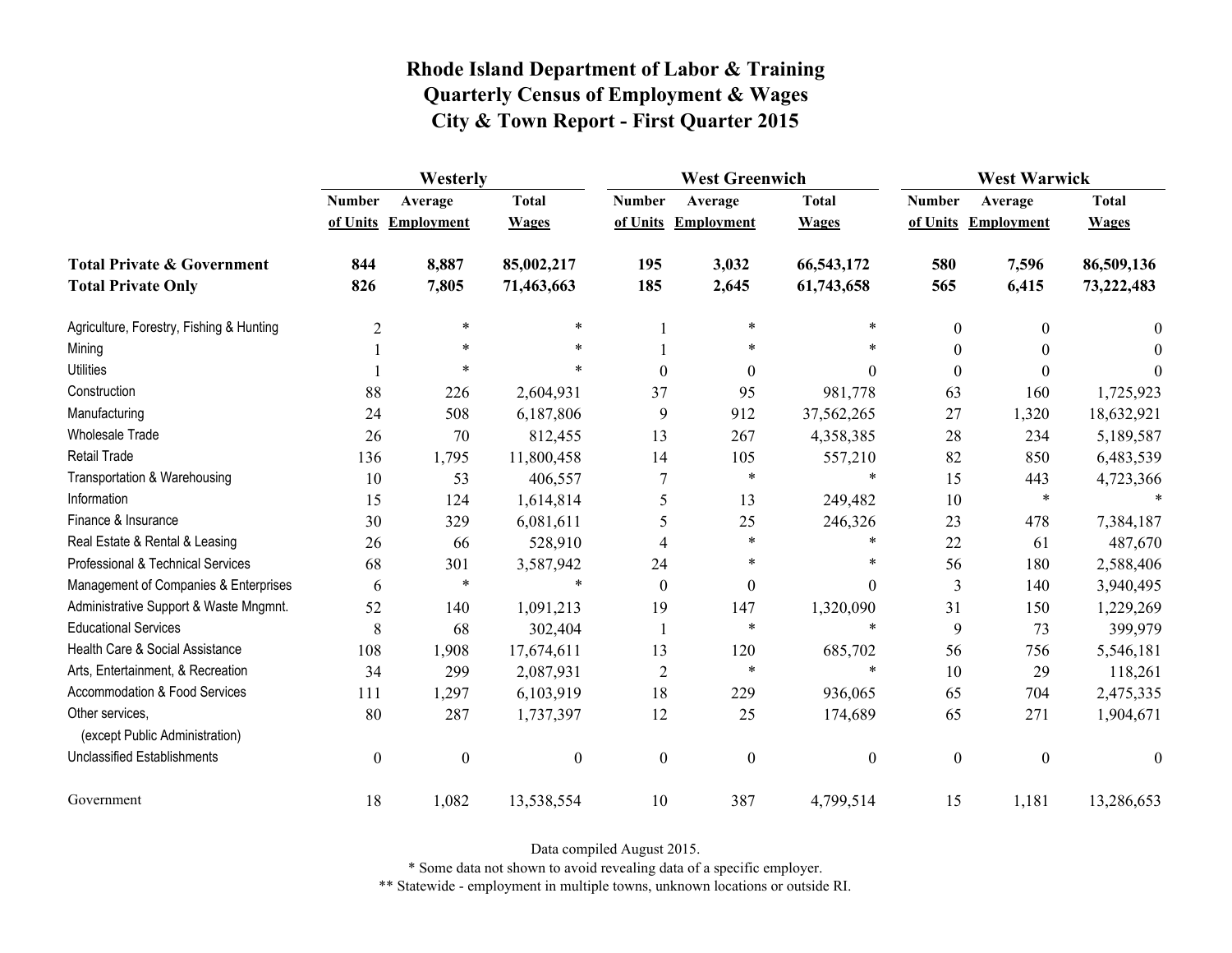# Rhode Island Department of Labor & Training
## Quarterly Census of Employment & Wages
## City & Town Report - First Quarter 2015

| | Westerly | | | West Greenwich | | | West Warwick | | |
|---|---|---|---|---|---|---|---|---|---|
| | Number of Units | Average Employment | Total Wages | Number of Units | Average Employment | Total Wages | Number of Units | Average Employment | Total Wages |
| **Total Private & Government** | **844** | **8,887** | **85,002,217** | **195** | **3,032** | **66,543,172** | **580** | **7,596** | **86,509,136** |
| **Total Private Only** | **826** | **7,805** | **71,463,663** | **185** | **2,645** | **61,743,658** | **565** | **6,415** | **73,222,483** |
| Agriculture, Forestry, Fishing & Hunting | 2 | * | * | 1 | * | * | 0 | 0 | 0 |
| Mining | 1 | * | * | 1 | * | * | 0 | 0 | 0 |
| Utilities | 1 | * | * | 0 | 0 | 0 | 0 | 0 | 0 |
| Construction | 88 | 226 | 2,604,931 | 37 | 95 | 981,778 | 63 | 160 | 1,725,923 |
| Manufacturing | 24 | 508 | 6,187,806 | 9 | 912 | 37,562,265 | 27 | 1,320 | 18,632,921 |
| Wholesale Trade | 26 | 70 | 812,455 | 13 | 267 | 4,358,385 | 28 | 234 | 5,189,587 |
| Retail Trade | 136 | 1,795 | 11,800,458 | 14 | 105 | 557,210 | 82 | 850 | 6,483,539 |
| Transportation & Warehousing | 10 | 53 | 406,557 | 7 | * | * | 15 | 443 | 4,723,366 |
| Information | 15 | 124 | 1,614,814 | 5 | 13 | 249,482 | 10 | * | * |
| Finance & Insurance | 30 | 329 | 6,081,611 | 5 | 25 | 246,326 | 23 | 478 | 7,384,187 |
| Real Estate & Rental & Leasing | 26 | 66 | 528,910 | 4 | * | * | 22 | 61 | 487,670 |
| Professional & Technical Services | 68 | 301 | 3,587,942 | 24 | * | * | 56 | 180 | 2,588,406 |
| Management of Companies & Enterprises | 6 | * | * | 0 | 0 | 0 | 3 | 140 | 3,940,495 |
| Administrative Support & Waste Mngmnt. | 52 | 140 | 1,091,213 | 19 | 147 | 1,320,090 | 31 | 150 | 1,229,269 |
| Educational Services | 8 | 68 | 302,404 | 1 | * | * | 9 | 73 | 399,979 |
| Health Care & Social Assistance | 108 | 1,908 | 17,674,611 | 13 | 120 | 685,702 | 56 | 756 | 5,546,181 |
| Arts, Entertainment, & Recreation | 34 | 299 | 2,087,931 | 2 | * | * | 10 | 29 | 118,261 |
| Accommodation & Food Services | 111 | 1,297 | 6,103,919 | 18 | 229 | 936,065 | 65 | 704 | 2,475,335 |
| Other services, (except Public Administration) | 80 | 287 | 1,737,397 | 12 | 25 | 174,689 | 65 | 271 | 1,904,671 |
| Unclassified Establishments | 0 | 0 | 0 | 0 | 0 | 0 | 0 | 0 | 0 |
| Government | 18 | 1,082 | 13,538,554 | 10 | 387 | 4,799,514 | 15 | 1,181 | 13,286,653 |

Data compiled August 2015.

* Some data not shown to avoid revealing data of a specific employer.

** Statewide - employment in multiple towns, unknown locations or outside RI.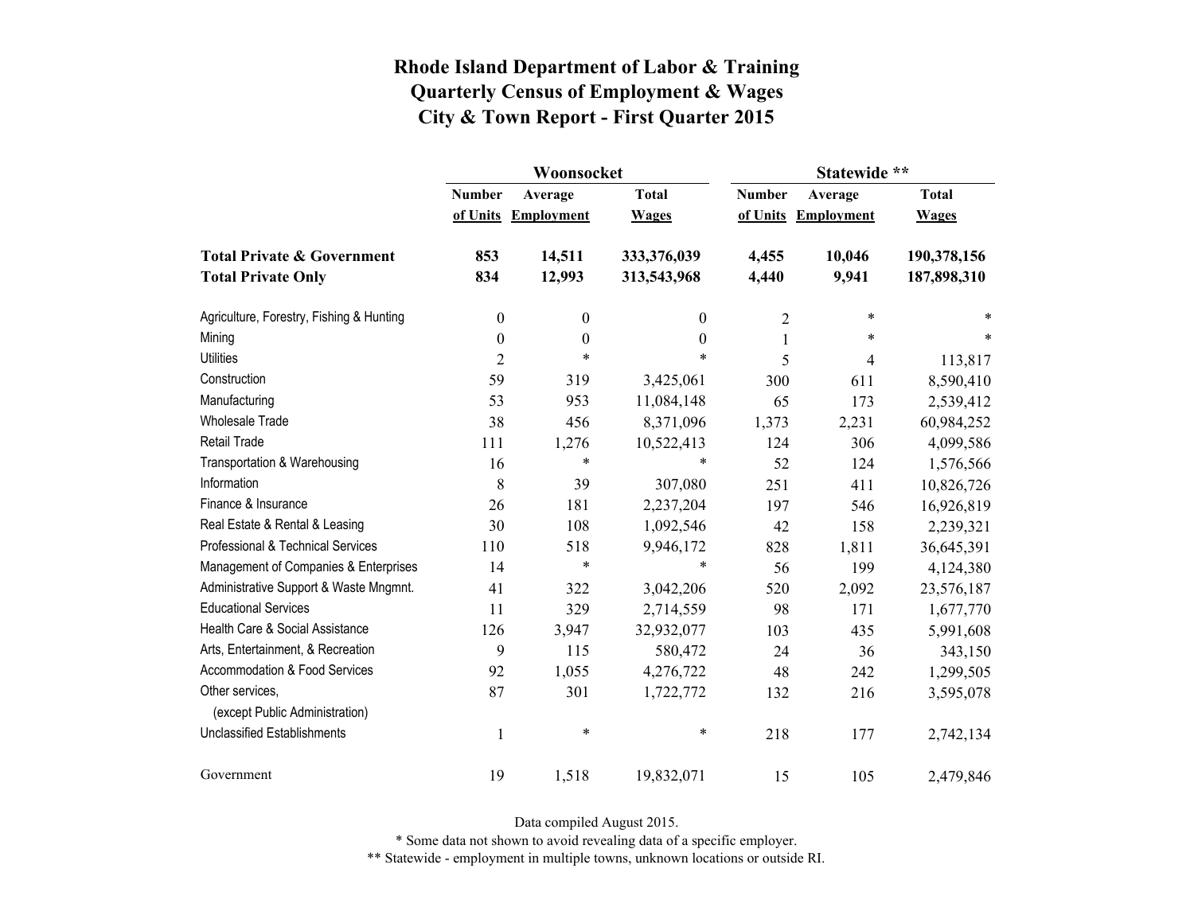# Rhode Island Department of Labor & Training
## Quarterly Census of Employment & Wages
## City & Town Report - First Quarter 2015

| | Woonsocket | | | Statewide ** | | |
|---|---|---|---|---|---|---|
| | Number of Units | Average Employment | Total Wages | Number of Units | Average Employment | Total Wages |
| **Total Private & Government** | **853** | **14,511** | **333,376,039** | **4,455** | **10,046** | **190,378,156** |
| **Total Private Only** | **834** | **12,993** | **313,543,968** | **4,440** | **9,941** | **187,898,310** |
| Agriculture, Forestry, Fishing & Hunting | 0 | 0 | 0 | 2 | * | * |
| Mining | 0 | 0 | 0 | 1 | * | * |
| Utilities | 2 | * | * | 5 | 4 | 113,817 |
| Construction | 59 | 319 | 3,425,061 | 300 | 611 | 8,590,410 |
| Manufacturing | 53 | 953 | 11,084,148 | 65 | 173 | 2,539,412 |
| Wholesale Trade | 38 | 456 | 8,371,096 | 1,373 | 2,231 | 60,984,252 |
| Retail Trade | 111 | 1,276 | 10,522,413 | 124 | 306 | 4,099,586 |
| Transportation & Warehousing | 16 | * | * | 52 | 124 | 1,576,566 |
| Information | 8 | 39 | 307,080 | 251 | 411 | 10,826,726 |
| Finance & Insurance | 26 | 181 | 2,237,204 | 197 | 546 | 16,926,819 |
| Real Estate & Rental & Leasing | 30 | 108 | 1,092,546 | 42 | 158 | 2,239,321 |
| Professional & Technical Services | 110 | 518 | 9,946,172 | 828 | 1,811 | 36,645,391 |
| Management of Companies & Enterprises | 14 | * | * | 56 | 199 | 4,124,380 |
| Administrative Support & Waste Mngmnt. | 41 | 322 | 3,042,206 | 520 | 2,092 | 23,576,187 |
| Educational Services | 11 | 329 | 2,714,559 | 98 | 171 | 1,677,770 |
| Health Care & Social Assistance | 126 | 3,947 | 32,932,077 | 103 | 435 | 5,991,608 |
| Arts, Entertainment, & Recreation | 9 | 115 | 580,472 | 24 | 36 | 343,150 |
| Accommodation & Food Services | 92 | 1,055 | 4,276,722 | 48 | 242 | 1,299,505 |
| Other services, (except Public Administration) | 87 | 301 | 1,722,772 | 132 | 216 | 3,595,078 |
| Unclassified Establishments | 1 | * | * | 218 | 177 | 2,742,134 |
| Government | 19 | 1,518 | 19,832,071 | 15 | 105 | 2,479,846 |

Data compiled August 2015.

* Some data not shown to avoid revealing data of a specific employer.

** Statewide - employment in multiple towns, unknown locations or outside RI.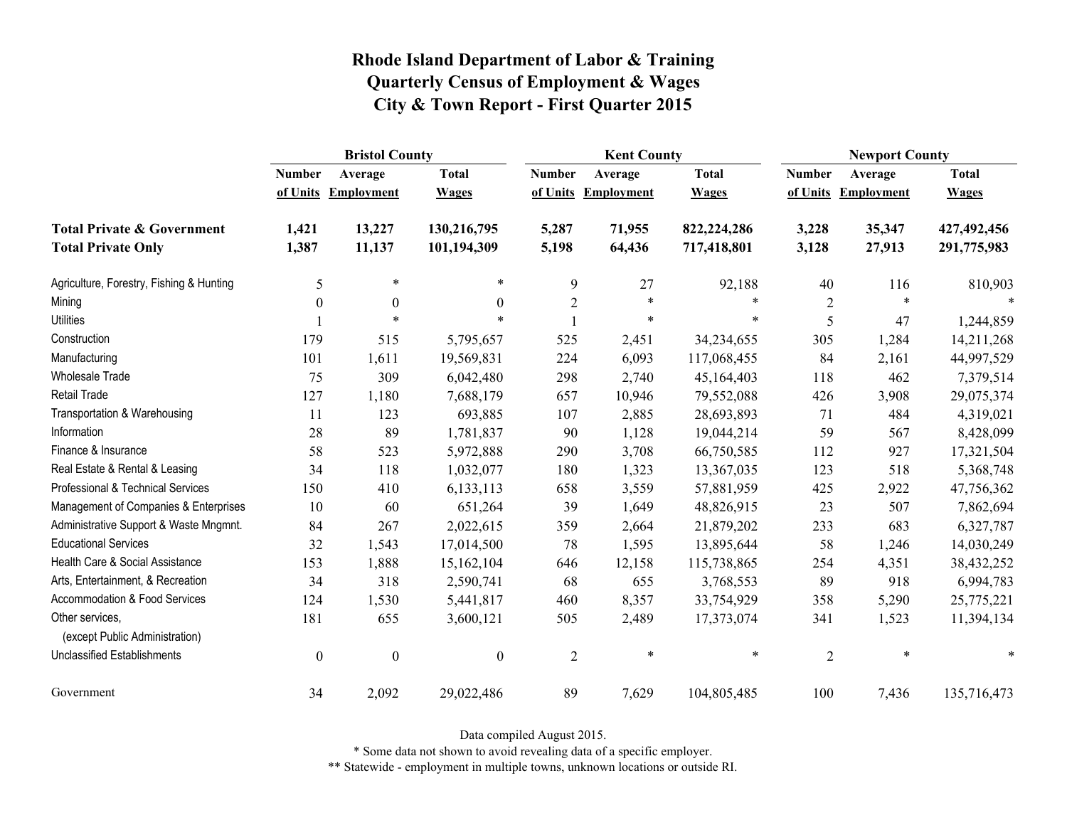# Rhode Island Department of Labor & Training
# Quarterly Census of Employment & Wages
# City & Town Report - First Quarter 2015

| | Bristol County | | | Kent County | | | Newport County | | |
|---|---|---|---|---|---|---|---|---|---|
| | Number of Units | Average Employment | Total Wages | Number of Units | Average Employment | Total Wages | Number of Units | Average Employment | Total Wages |
| **Total Private & Government** | **1,421** | **13,227** | **130,216,795** | **5,287** | **71,955** | **822,224,286** | **3,228** | **35,347** | **427,492,456** |
| **Total Private Only** | **1,387** | **11,137** | **101,194,309** | **5,198** | **64,436** | **717,418,801** | **3,128** | **27,913** | **291,775,983** |
| Agriculture, Forestry, Fishing & Hunting | 5 | * | * | 9 | 27 | 92,188 | 40 | 116 | 810,903 |
| Mining | 0 | 0 | 0 | 2 | * | * | 2 | * | * |
| Utilities | 1 | * | * | 1 | * | * | 5 | 47 | 1,244,859 |
| Construction | 179 | 515 | 5,795,657 | 525 | 2,451 | 34,234,655 | 305 | 1,284 | 14,211,268 |
| Manufacturing | 101 | 1,611 | 19,569,831 | 224 | 6,093 | 117,068,455 | 84 | 2,161 | 44,997,529 |
| Wholesale Trade | 75 | 309 | 6,042,480 | 298 | 2,740 | 45,164,403 | 118 | 462 | 7,379,514 |
| Retail Trade | 127 | 1,180 | 7,688,179 | 657 | 10,946 | 79,552,088 | 426 | 3,908 | 29,075,374 |
| Transportation & Warehousing | 11 | 123 | 693,885 | 107 | 2,885 | 28,693,893 | 71 | 484 | 4,319,021 |
| Information | 28 | 89 | 1,781,837 | 90 | 1,128 | 19,044,214 | 59 | 567 | 8,428,099 |
| Finance & Insurance | 58 | 523 | 5,972,888 | 290 | 3,708 | 66,750,585 | 112 | 927 | 17,321,504 |
| Real Estate & Rental & Leasing | 34 | 118 | 1,032,077 | 180 | 1,323 | 13,367,035 | 123 | 518 | 5,368,748 |
| Professional & Technical Services | 150 | 410 | 6,133,113 | 658 | 3,559 | 57,881,959 | 425 | 2,922 | 47,756,362 |
| Management of Companies & Enterprises | 10 | 60 | 651,264 | 39 | 1,649 | 48,826,915 | 23 | 507 | 7,862,694 |
| Administrative Support & Waste Mngmnt. | 84 | 267 | 2,022,615 | 359 | 2,664 | 21,879,202 | 233 | 683 | 6,327,787 |
| Educational Services | 32 | 1,543 | 17,014,500 | 78 | 1,595 | 13,895,644 | 58 | 1,246 | 14,030,249 |
| Health Care & Social Assistance | 153 | 1,888 | 15,162,104 | 646 | 12,158 | 115,738,865 | 254 | 4,351 | 38,432,252 |
| Arts, Entertainment, & Recreation | 34 | 318 | 2,590,741 | 68 | 655 | 3,768,553 | 89 | 918 | 6,994,783 |
| Accommodation & Food Services | 124 | 1,530 | 5,441,817 | 460 | 8,357 | 33,754,929 | 358 | 5,290 | 25,775,221 |
| Other services, (except Public Administration) | 181 | 655 | 3,600,121 | 505 | 2,489 | 17,373,074 | 341 | 1,523 | 11,394,134 |
| Unclassified Establishments | 0 | 0 | 0 | 2 | * | * | 2 | * | * |
| Government | 34 | 2,092 | 29,022,486 | 89 | 7,629 | 104,805,485 | 100 | 7,436 | 135,716,473 |

Data compiled August 2015.

\* Some data not shown to avoid revealing data of a specific employer.

\*\* Statewide - employment in multiple towns, unknown locations or outside RI.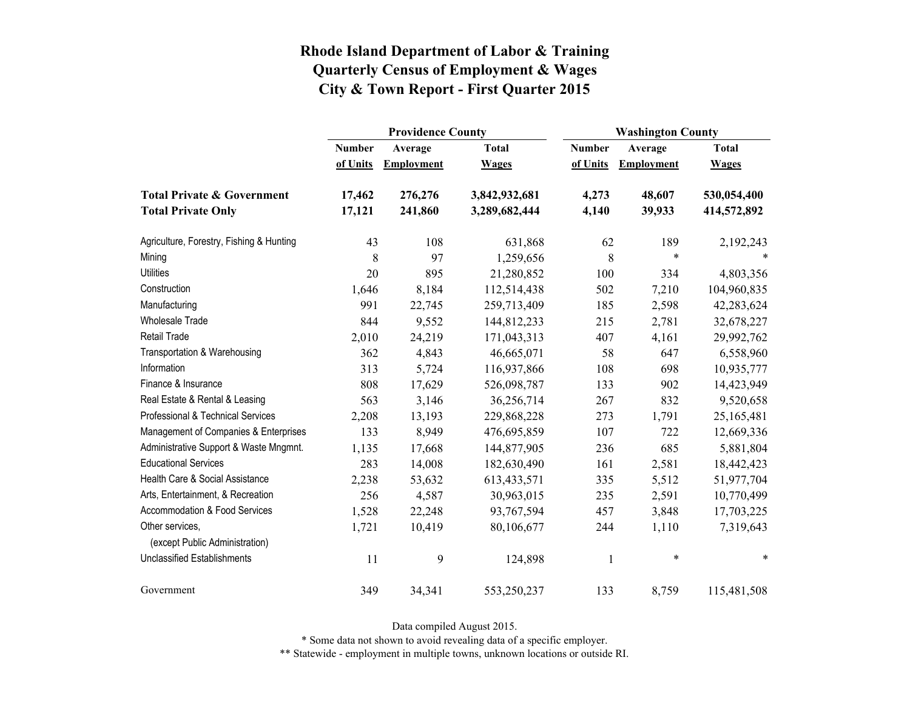# Rhode Island Department of Labor & Training
# Quarterly Census of Employment & Wages
# City & Town Report - First Quarter 2015

| | Providence County | | | Washington County | | |
|---|---|---|---|---|---|---|
| | Number of Units | Average Employment | Total Wages | Number of Units | Average Employment | Total Wages |
| **Total Private & Government** | **17,462** | **276,276** | **3,842,932,681** | **4,273** | **48,607** | **530,054,400** |
| **Total Private Only** | **17,121** | **241,860** | **3,289,682,444** | **4,140** | **39,933** | **414,572,892** |
| Agriculture, Forestry, Fishing & Hunting | 43 | 108 | 631,868 | 62 | 189 | 2,192,243 |
| Mining | 8 | 97 | 1,259,656 | 8 | * | * |
| Utilities | 20 | 895 | 21,280,852 | 100 | 334 | 4,803,356 |
| Construction | 1,646 | 8,184 | 112,514,438 | 502 | 7,210 | 104,960,835 |
| Manufacturing | 991 | 22,745 | 259,713,409 | 185 | 2,598 | 42,283,624 |
| Wholesale Trade | 844 | 9,552 | 144,812,233 | 215 | 2,781 | 32,678,227 |
| Retail Trade | 2,010 | 24,219 | 171,043,313 | 407 | 4,161 | 29,992,762 |
| Transportation & Warehousing | 362 | 4,843 | 46,665,071 | 58 | 647 | 6,558,960 |
| Information | 313 | 5,724 | 116,937,866 | 108 | 698 | 10,935,777 |
| Finance & Insurance | 808 | 17,629 | 526,098,787 | 133 | 902 | 14,423,949 |
| Real Estate & Rental & Leasing | 563 | 3,146 | 36,256,714 | 267 | 832 | 9,520,658 |
| Professional & Technical Services | 2,208 | 13,193 | 229,868,228 | 273 | 1,791 | 25,165,481 |
| Management of Companies & Enterprises | 133 | 8,949 | 476,695,859 | 107 | 722 | 12,669,336 |
| Administrative Support & Waste Mngmnt. | 1,135 | 17,668 | 144,877,905 | 236 | 685 | 5,881,804 |
| Educational Services | 283 | 14,008 | 182,630,490 | 161 | 2,581 | 18,442,423 |
| Health Care & Social Assistance | 2,238 | 53,632 | 613,433,571 | 335 | 5,512 | 51,977,704 |
| Arts, Entertainment, & Recreation | 256 | 4,587 | 30,963,015 | 235 | 2,591 | 10,770,499 |
| Accommodation & Food Services | 1,528 | 22,248 | 93,767,594 | 457 | 3,848 | 17,703,225 |
| Other services, (except Public Administration) | 1,721 | 10,419 | 80,106,677 | 244 | 1,110 | 7,319,643 |
| Unclassified Establishments | 11 | 9 | 124,898 | 1 | * | * |
| Government | 349 | 34,341 | 553,250,237 | 133 | 8,759 | 115,481,508 |

Data compiled August 2015.

* Some data not shown to avoid revealing data of a specific employer.

** Statewide - employment in multiple towns, unknown locations or outside RI.